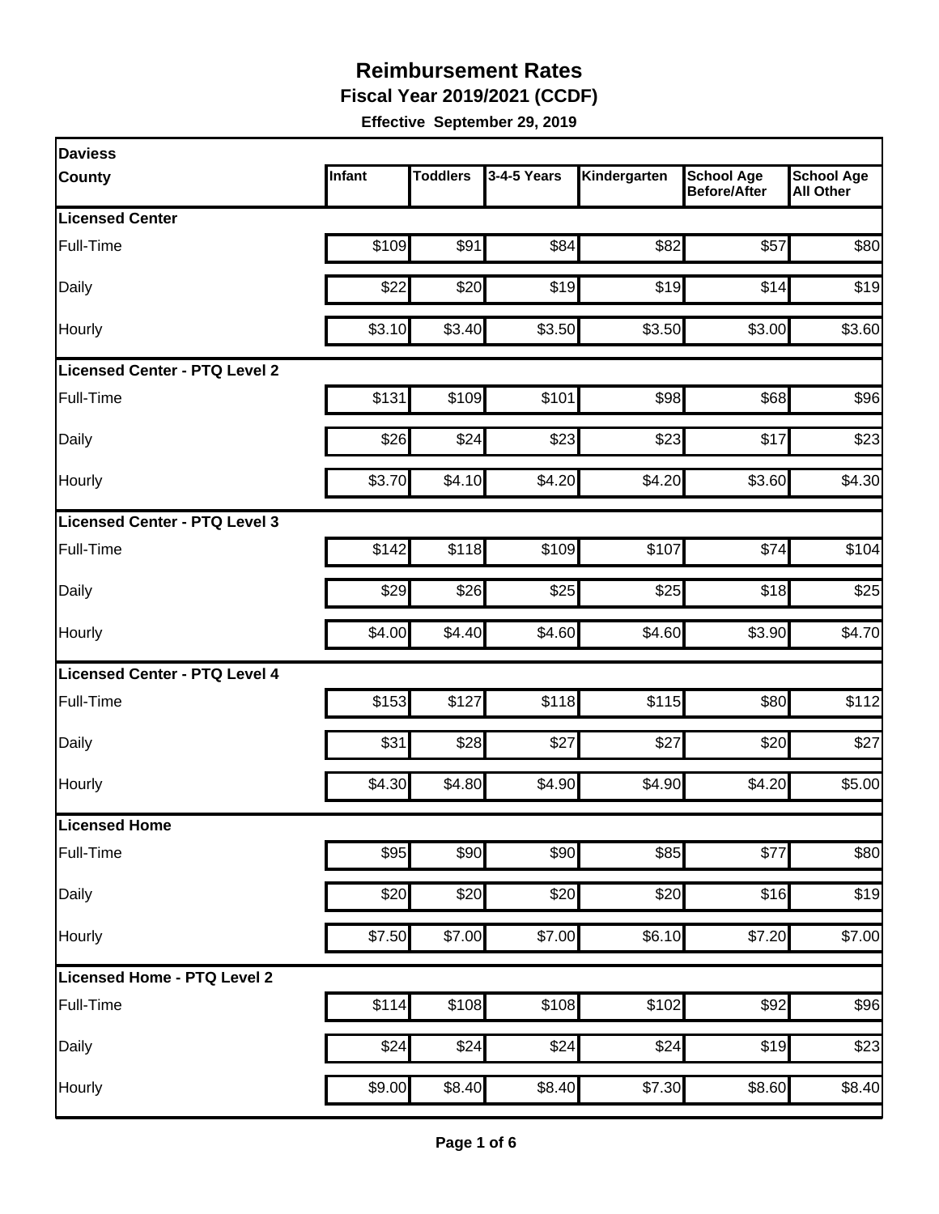# Reimbursement Rates

**Fiscal Year 2019/2021 (CCDF)**

**Effective September 29, 2019**

| Daviess County | Infant | Toddlers | 3-4-5 Years | Kindergarten | School Age Before/After | School Age All Other |
|---|---|---|---|---|---|---|
| **Licensed Center** | | | | | | |
| Full-Time | $109 | $91 | $84 | $82 | $57 | $80 |
| Daily | $22 | $20 | $19 | $19 | $14 | $19 |
| Hourly | $3.10 | $3.40 | $3.50 | $3.50 | $3.00 | $3.60 |
| **Licensed Center - PTQ Level 2** | | | | | | |
| Full-Time | $131 | $109 | $101 | $98 | $68 | $96 |
| Daily | $26 | $24 | $23 | $23 | $17 | $23 |
| Hourly | $3.70 | $4.10 | $4.20 | $4.20 | $3.60 | $4.30 |
| **Licensed Center - PTQ Level 3** | | | | | | |
| Full-Time | $142 | $118 | $109 | $107 | $74 | $104 |
| Daily | $29 | $26 | $25 | $25 | $18 | $25 |
| Hourly | $4.00 | $4.40 | $4.60 | $4.60 | $3.90 | $4.70 |
| **Licensed Center - PTQ Level 4** | | | | | | |
| Full-Time | $153 | $127 | $118 | $115 | $80 | $112 |
| Daily | $31 | $28 | $27 | $27 | $20 | $27 |
| Hourly | $4.30 | $4.80 | $4.90 | $4.90 | $4.20 | $5.00 |
| **Licensed Home** | | | | | | |
| Full-Time | $95 | $90 | $90 | $85 | $77 | $80 |
| Daily | $20 | $20 | $20 | $20 | $16 | $19 |
| Hourly | $7.50 | $7.00 | $7.00 | $6.10 | $7.20 | $7.00 |
| **Licensed Home - PTQ Level 2** | | | | | | |
| Full-Time | $114 | $108 | $108 | $102 | $92 | $96 |
| Daily | $24 | $24 | $24 | $24 | $19 | $23 |
| Hourly | $9.00 | $8.40 | $8.40 | $7.30 | $8.60 | $8.40 |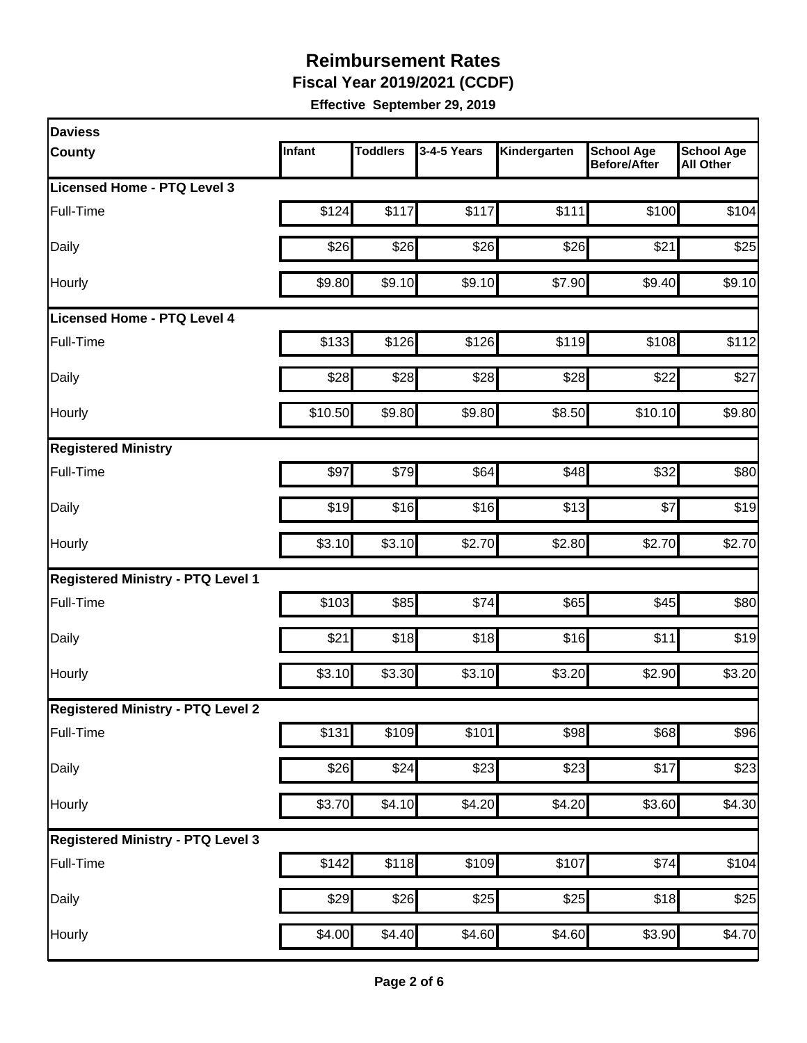# Reimbursement Rates

**Fiscal Year 2019/2021 (CCDF)**

**Effective September 29, 2019**

| Daviess County | Infant | Toddlers | 3-4-5 Years | Kindergarten | School Age Before/After | School Age All Other |
|---|---|---|---|---|---|---|
| **Licensed Home - PTQ Level 3** | | | | | | |
| Full-Time | $124 | $117 | $117 | $111 | $100 | $104 |
| Daily | $26 | $26 | $26 | $26 | $21 | $25 |
| Hourly | $9.80 | $9.10 | $9.10 | $7.90 | $9.40 | $9.10 |
| **Licensed Home - PTQ Level 4** | | | | | | |
| Full-Time | $133 | $126 | $126 | $119 | $108 | $112 |
| Daily | $28 | $28 | $28 | $28 | $22 | $27 |
| Hourly | $10.50 | $9.80 | $9.80 | $8.50 | $10.10 | $9.80 |
| **Registered Ministry** | | | | | | |
| Full-Time | $97 | $79 | $64 | $48 | $32 | $80 |
| Daily | $19 | $16 | $16 | $13 | $7 | $19 |
| Hourly | $3.10 | $3.10 | $2.70 | $2.80 | $2.70 | $2.70 |
| **Registered Ministry - PTQ Level 1** | | | | | | |
| Full-Time | $103 | $85 | $74 | $65 | $45 | $80 |
| Daily | $21 | $18 | $18 | $16 | $11 | $19 |
| Hourly | $3.10 | $3.30 | $3.10 | $3.20 | $2.90 | $3.20 |
| **Registered Ministry - PTQ Level 2** | | | | | | |
| Full-Time | $131 | $109 | $101 | $98 | $68 | $96 |
| Daily | $26 | $24 | $23 | $23 | $17 | $23 |
| Hourly | $3.70 | $4.10 | $4.20 | $4.20 | $3.60 | $4.30 |
| **Registered Ministry - PTQ Level 3** | | | | | | |
| Full-Time | $142 | $118 | $109 | $107 | $74 | $104 |
| Daily | $29 | $26 | $25 | $25 | $18 | $25 |
| Hourly | $4.00 | $4.40 | $4.60 | $4.60 | $3.90 | $4.70 |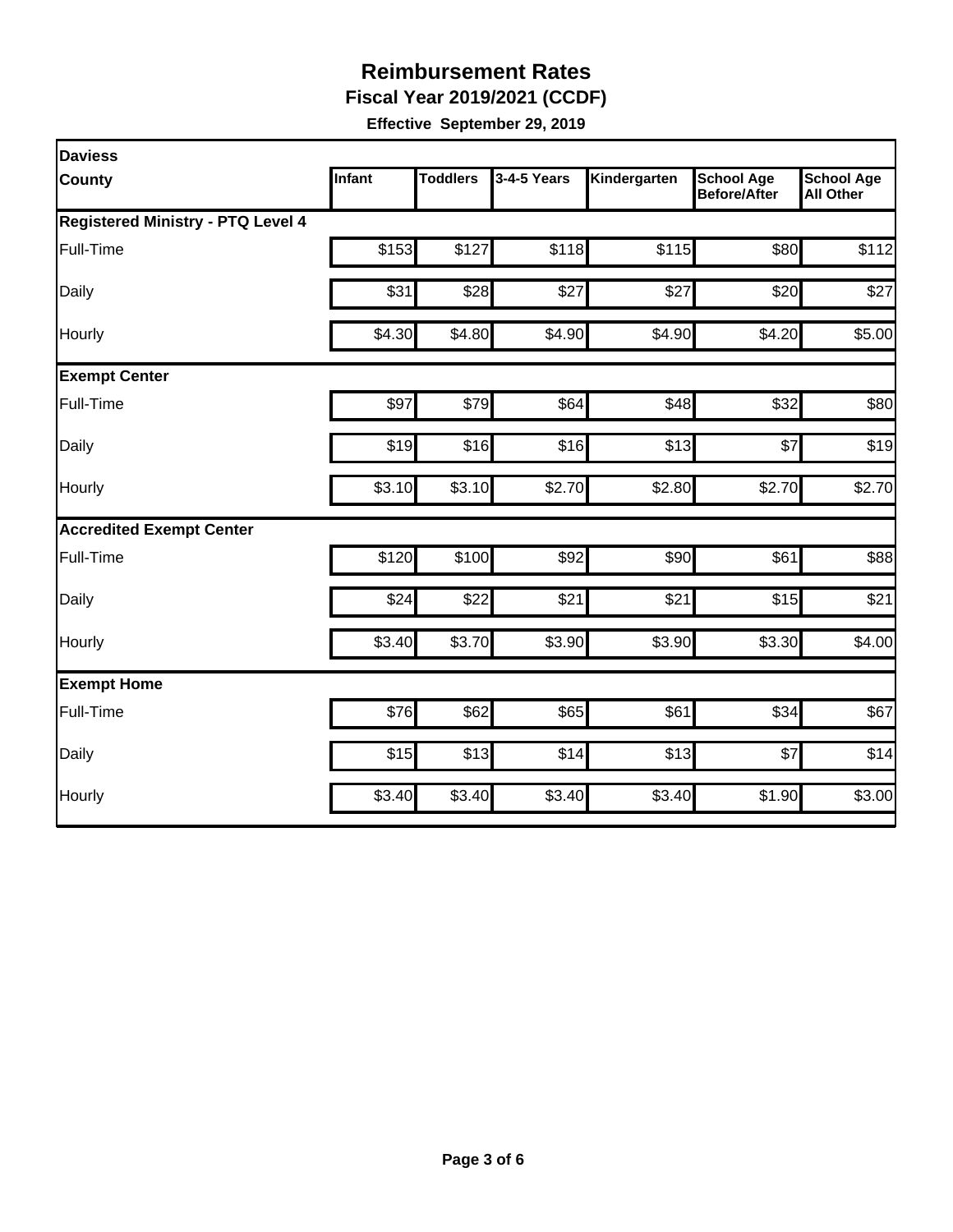# Reimbursement Rates

**Fiscal Year 2019/2021 (CCDF)**

**Effective September 29, 2019**

| Daviess County | Infant | Toddlers | 3-4-5 Years | Kindergarten | School Age Before/After | School Age All Other |
|---|---|---|---|---|---|---|
| **Registered Ministry - PTQ Level 4** | | | | | | |
| Full-Time | $153 | $127 | $118 | $115 | $80 | $112 |
| Daily | $31 | $28 | $27 | $27 | $20 | $27 |
| Hourly | $4.30 | $4.80 | $4.90 | $4.90 | $4.20 | $5.00 |
| **Exempt Center** | | | | | | |
| Full-Time | $97 | $79 | $64 | $48 | $32 | $80 |
| Daily | $19 | $16 | $16 | $13 | $7 | $19 |
| Hourly | $3.10 | $3.10 | $2.70 | $2.80 | $2.70 | $2.70 |
| **Accredited Exempt Center** | | | | | | |
| Full-Time | $120 | $100 | $92 | $90 | $61 | $88 |
| Daily | $24 | $22 | $21 | $21 | $15 | $21 |
| Hourly | $3.40 | $3.70 | $3.90 | $3.90 | $3.30 | $4.00 |
| **Exempt Home** | | | | | | |
| Full-Time | $76 | $62 | $65 | $61 | $34 | $67 |
| Daily | $15 | $13 | $14 | $13 | $7 | $14 |
| Hourly | $3.40 | $3.40 | $3.40 | $3.40 | $1.90 | $3.00 |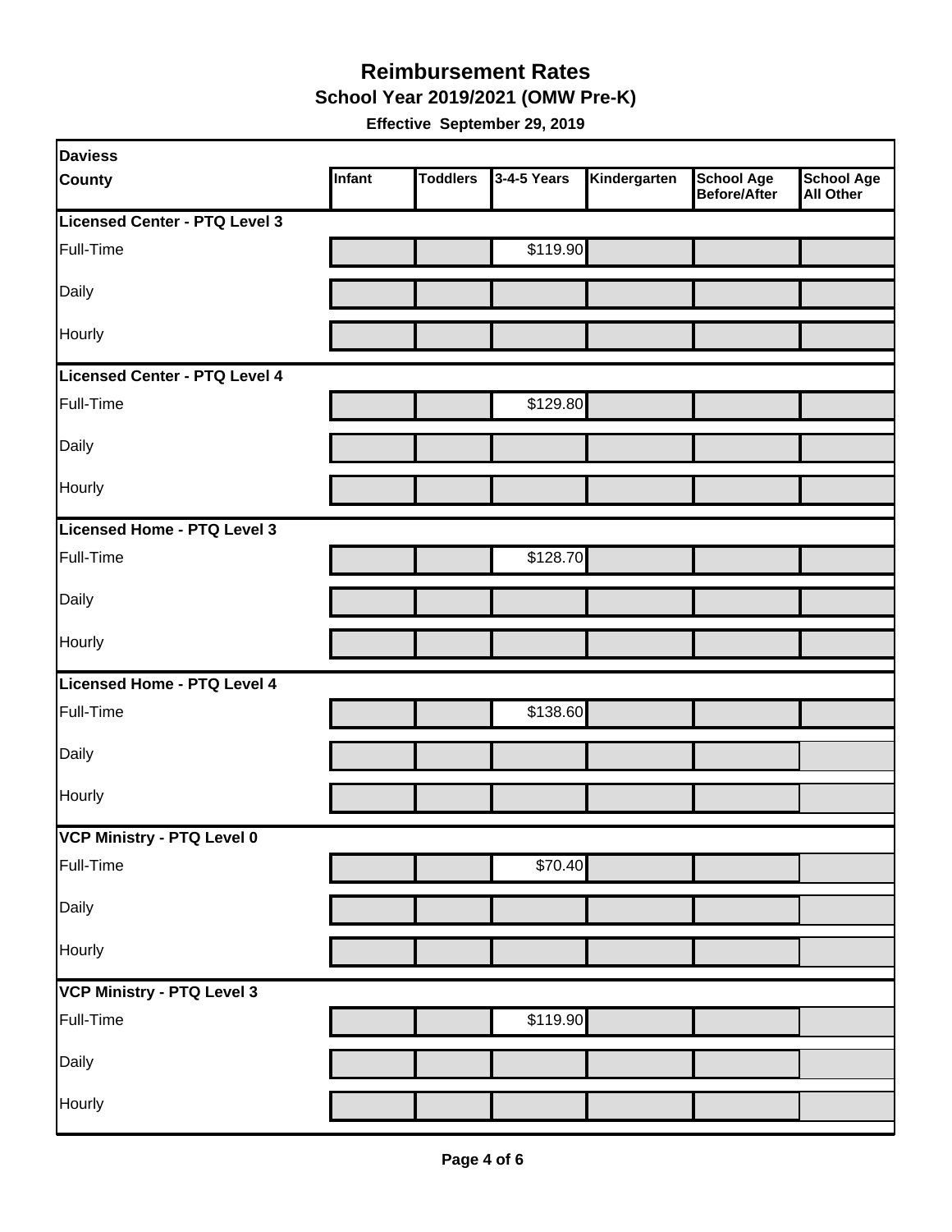# Reimbursement Rates

## School Year 2019/2021 (OMW Pre-K)

**Effective September 29, 2019**

| Daviess County | Infant | Toddlers | 3-4-5 Years | Kindergarten | School Age Before/After | School Age All Other |
|---|---|---|---|---|---|---|
| **Licensed Center - PTQ Level 3** | | | | | | |
| Full-Time | | | $119.90 | | | |
| Daily | | | | | | |
| Hourly | | | | | | |
| **Licensed Center - PTQ Level 4** | | | | | | |
| Full-Time | | | $129.80 | | | |
| Daily | | | | | | |
| Hourly | | | | | | |
| **Licensed Home - PTQ Level 3** | | | | | | |
| Full-Time | | | $128.70 | | | |
| Daily | | | | | | |
| Hourly | | | | | | |
| **Licensed Home - PTQ Level 4** | | | | | | |
| Full-Time | | | $138.60 | | | |
| Daily | | | | | | |
| Hourly | | | | | | |
| **VCP Ministry - PTQ Level 0** | | | | | | |
| Full-Time | | | $70.40 | | | |
| Daily | | | | | | |
| Hourly | | | | | | |
| **VCP Ministry - PTQ Level 3** | | | | | | |
| Full-Time | | | $119.90 | | | |
| Daily | | | | | | |
| Hourly | | | | | | |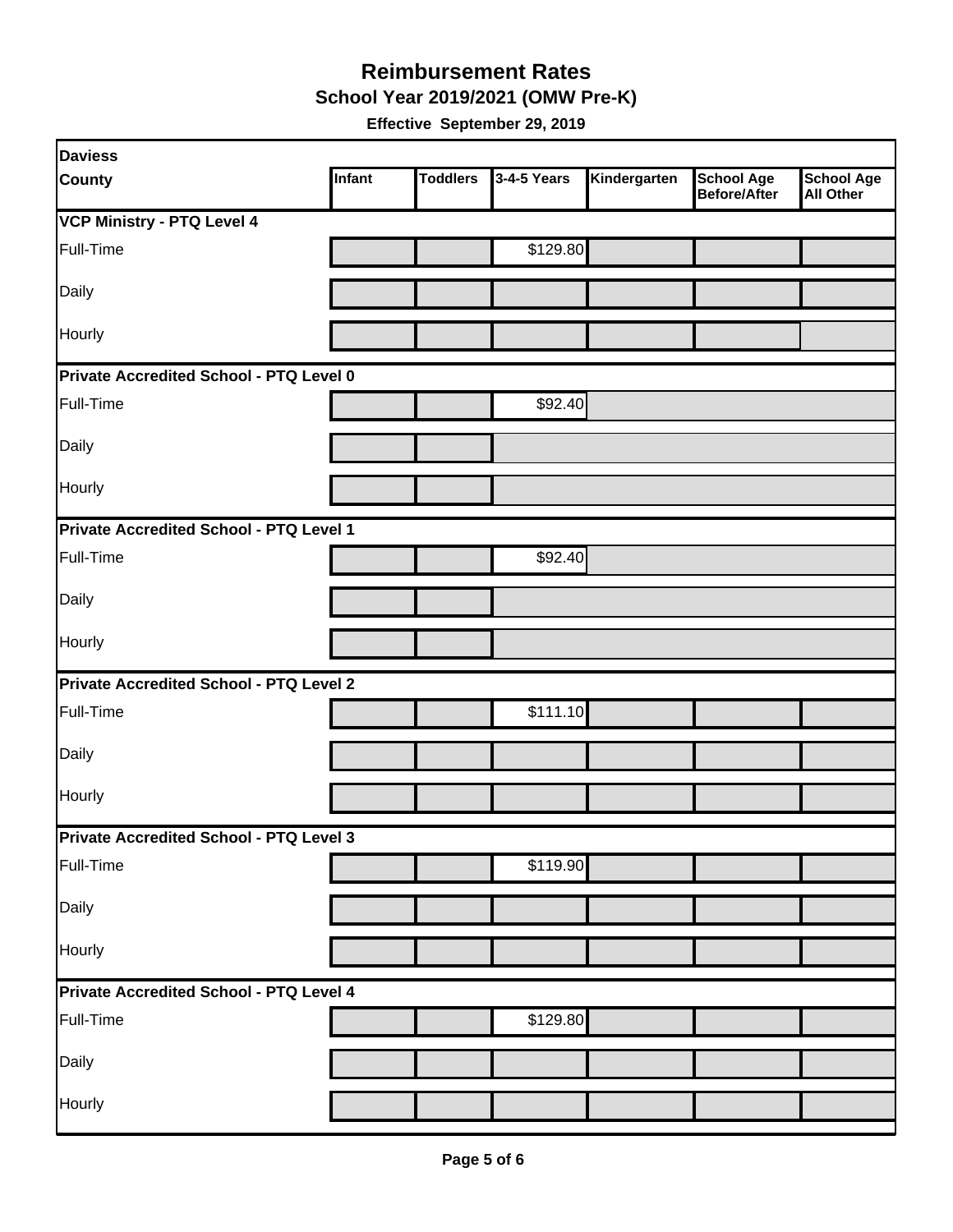# Reimbursement Rates

## School Year 2019/2021 (OMW Pre-K)

**Effective September 29, 2019**

| Daviess County | Infant | Toddlers | 3-4-5 Years | Kindergarten | School Age Before/After | School Age All Other |
|---|---|---|---|---|---|---|
| **VCP Ministry - PTQ Level 4** | | | | | | |
| Full-Time | | | $129.80 | | | |
| Daily | | | | | | |
| Hourly | | | | | | |
| **Private Accredited School - PTQ Level 0** | | | | | | |
| Full-Time | | | $92.40 | | | |
| Daily | | | | | | |
| Hourly | | | | | | |
| **Private Accredited School - PTQ Level 1** | | | | | | |
| Full-Time | | | $92.40 | | | |
| Daily | | | | | | |
| Hourly | | | | | | |
| **Private Accredited School - PTQ Level 2** | | | | | | |
| Full-Time | | | $111.10 | | | |
| Daily | | | | | | |
| Hourly | | | | | | |
| **Private Accredited School - PTQ Level 3** | | | | | | |
| Full-Time | | | $119.90 | | | |
| Daily | | | | | | |
| Hourly | | | | | | |
| **Private Accredited School - PTQ Level 4** | | | | | | |
| Full-Time | | | $129.80 | | | |
| Daily | | | | | | |
| Hourly | | | | | | |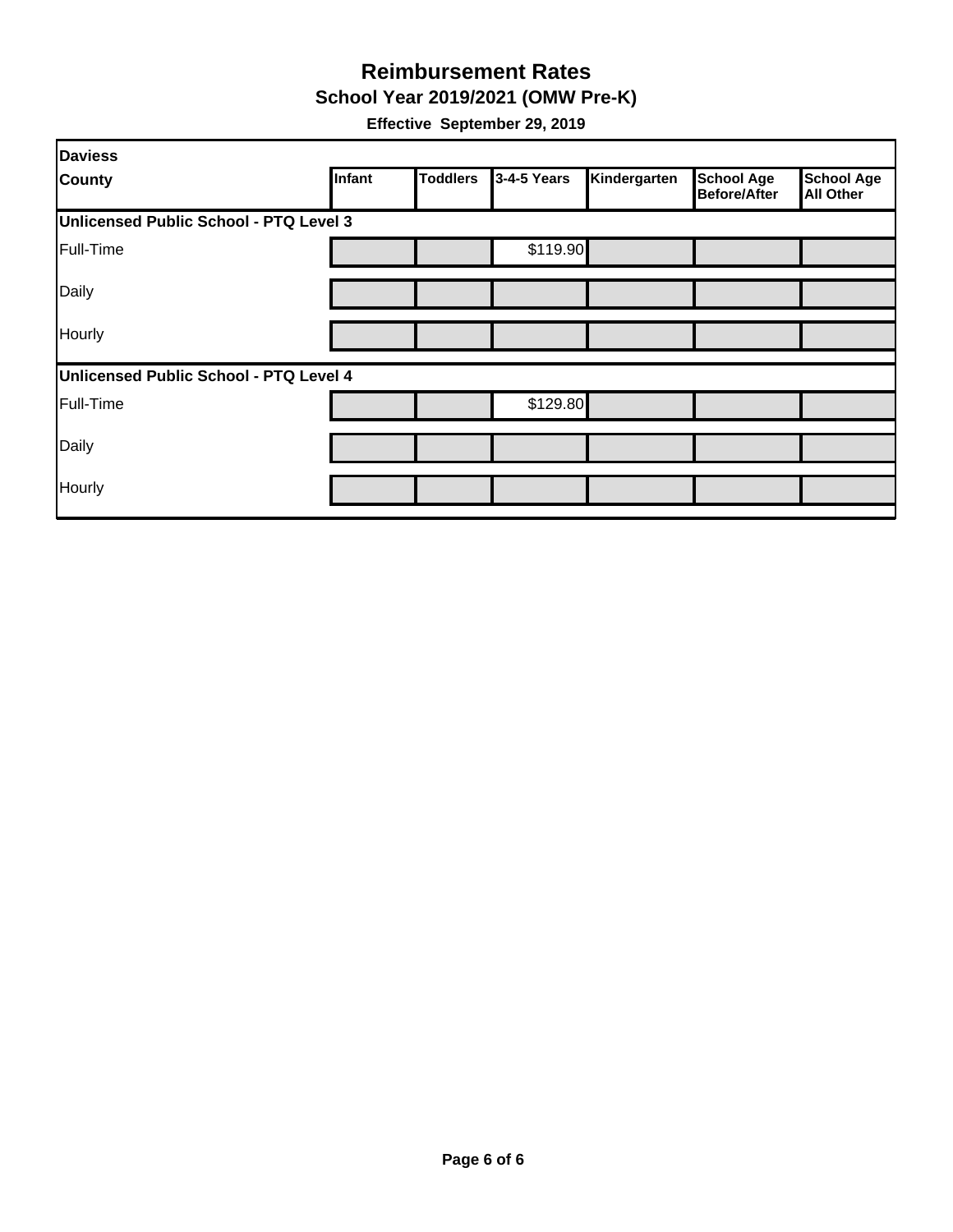# Reimbursement Rates

## School Year 2019/2021 (OMW Pre-K)

**Effective September 29, 2019**

| Daviess County | Infant | Toddlers | 3-4-5 Years | Kindergarten | School Age Before/After | School Age All Other |
|---|---|---|---|---|---|---|
| **Unlicensed Public School - PTQ Level 3** | | | | | | |
| Full-Time | | | $119.90 | | | |
| Daily | | | | | | |
| Hourly | | | | | | |
| **Unlicensed Public School - PTQ Level 4** | | | | | | |
| Full-Time | | | $129.80 | | | |
| Daily | | | | | | |
| Hourly | | | | | | |